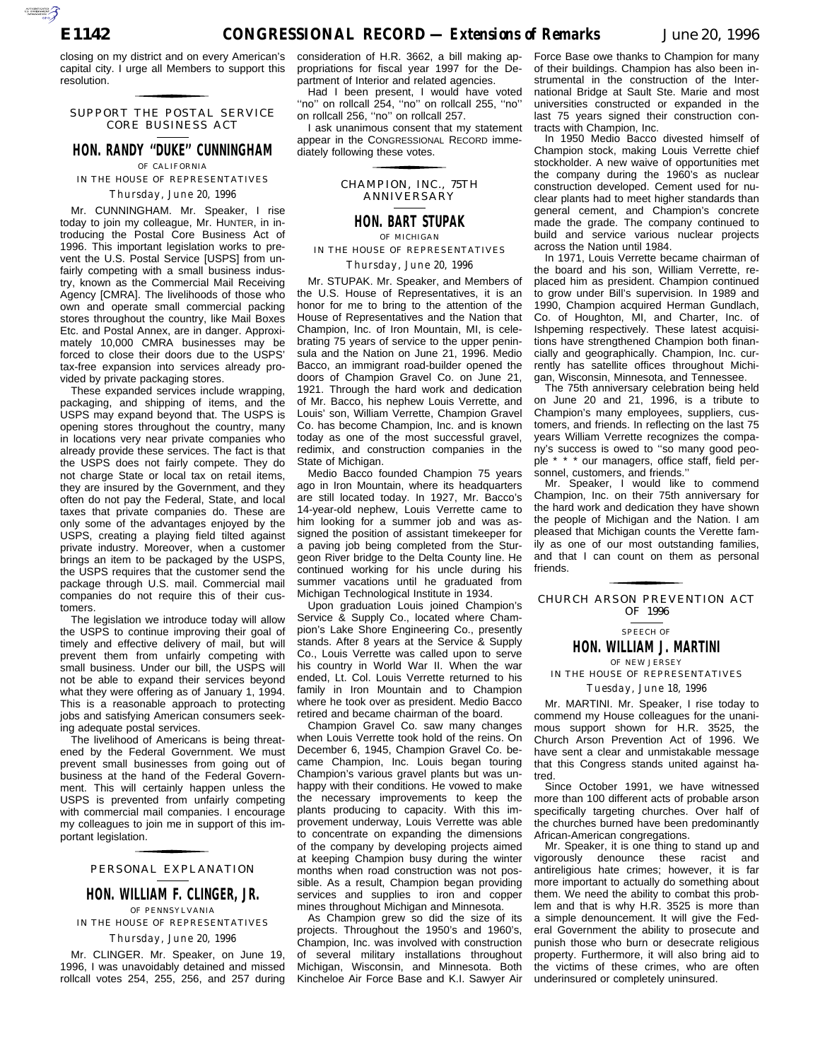closing on my district and on every American's capital city. I urge all Members to support this resolution.

## SUPPORT THE POSTAL SERVICE CORE BUSINESS ACT

### HON. RANDY "DUKE" CUNNINGHAM

OF CALIFORNIA

IN THE HOUSE OF REPRESENTATIVES

*Thursday, June 20, 1996*

Mr. CUNNINGHAM. Mr. Speaker, I rise today to join my colleague, Mr. HUNTER, in introducing the Postal Core Business Act of 1996. This important legislation works to prevent the U.S. Postal Service [USPS] from unfairly competing with a small business industry, known as the Commercial Mail Receiving Agency [CMRA]. The livelihoods of those who own and operate small commercial packing stores throughout the country, like Mail Boxes Etc. and Postal Annex, are in danger. Approximately 10,000 CMRA businesses may be forced to close their doors due to the USPS' tax-free expansion into services already provided by private packaging stores.

These expanded services include wrapping, packaging, and shipping of items, and the USPS may expand beyond that. The USPS is opening stores throughout the country, many in locations very near private companies who already provide these services. The fact is that the USPS does not fairly compete. They do not charge State or local tax on retail items, they are insured by the Government, and they often do not pay the Federal, State, and local taxes that private companies do. These are only some of the advantages enjoyed by the USPS, creating a playing field tilted against private industry. Moreover, when a customer brings an item to be packaged by the USPS, the USPS requires that the customer send the package through U.S. mail. Commercial mail companies do not require this of their customers.

The legislation we introduce today will allow the USPS to continue improving their goal of timely and effective delivery of mail, but will prevent them from unfairly competing with small business. Under our bill, the USPS will not be able to expand their services beyond what they were offering as of January 1, 1994. This is a reasonable approach to protecting jobs and satisfying American consumers seeking adequate postal services.

The livelihood of Americans is being threatened by the Federal Government. We must prevent small businesses from going out of business at the hand of the Federal Government. This will certainly happen unless the USPS is prevented from unfairly competing with commercial mail companies. I encourage my colleagues to join me in support of this important legislation.

## PERSONAL EXPLANATION

### HON. WILLIAM F. CLINGER, JR.

OF PENNSYLVANIA

IN THE HOUSE OF REPRESENTATIVES

*Thursday, June 20, 1996*

Mr. CLINGER. Mr. Speaker, on June 19, 1996, I was unavoidably detained and missed rollcall votes 254, 255, 256, and 257 during consideration of H.R. 3662, a bill making appropriations for fiscal year 1997 for the Department of Interior and related agencies.

Had I been present, I would have voted "no" on rollcall 254, "no" on rollcall 255, "no" on rollcall 256, "no" on rollcall 257.

I ask unanimous consent that my statement appear in the CONGRESSIONAL RECORD immediately following these votes.

## CHAMPION, INC., 75TH ANNIVERSARY

### HON. BART STUPAK

OF MICHIGAN

IN THE HOUSE OF REPRESENTATIVES

*Thursday, June 20, 1996*

Mr. STUPAK. Mr. Speaker, and Members of the U.S. House of Representatives, it is an honor for me to bring to the attention of the House of Representatives and the Nation that Champion, Inc. of Iron Mountain, MI, is celebrating 75 years of service to the upper peninsula and the Nation on June 21, 1996. Medio Bacco, an immigrant road-builder opened the doors of Champion Gravel Co. on June 21, 1921. Through the hard work and dedication of Mr. Bacco, his nephew Louis Verrette, and Louis' son, William Verrette, Champion Gravel Co. has become Champion, Inc. and is known today as one of the most successful gravel, redimix, and construction companies in the State of Michigan.

Medio Bacco founded Champion 75 years ago in Iron Mountain, where its headquarters are still located today. In 1927, Mr. Bacco's 14-year-old nephew, Louis Verrette came to him looking for a summer job and was assigned the position of assistant timekeeper for a paving job being completed from the Sturgeon River bridge to the Delta County line. He continued working for his uncle during his summer vacations until he graduated from Michigan Technological Institute in 1934.

Upon graduation Louis joined Champion's Service & Supply Co., located where Champion's Lake Shore Engineering Co., presently stands. After 8 years at the Service & Supply Co., Louis Verrette was called upon to serve his country in World War II. When the war ended, Lt. Col. Louis Verrette returned to his family in Iron Mountain and to Champion where he took over as president. Medio Bacco retired and became chairman of the board.

Champion Gravel Co. saw many changes when Louis Verrette took hold of the reins. On December 6, 1945, Champion Gravel Co. became Champion, Inc. Louis began touring Champion's various gravel plants but was unhappy with their conditions. He vowed to make the necessary improvements to keep the plants producing to capacity. With this improvement underway, Louis Verrette was able to concentrate on expanding the dimensions of the company by developing projects aimed at keeping Champion busy during the winter months when road construction was not possible. As a result, Champion began providing services and supplies to iron and copper mines throughout Michigan and Minnesota.

As Champion grew so did the size of its projects. Throughout the 1950's and 1960's, Champion, Inc. was involved with construction of several military installations throughout Michigan, Wisconsin, and Minnesota. Both Kincheloe Air Force Base and K.I. Sawyer Air Force Base owe thanks to Champion for many of their buildings. Champion has also been instrumental in the construction of the International Bridge at Sault Ste. Marie and most universities constructed or expanded in the last 75 years signed their construction contracts with Champion, Inc.

In 1950 Medio Bacco divested himself of Champion stock, making Louis Verrette chief stockholder. A new waive of opportunities met the company during the 1960's as nuclear construction developed. Cement used for nuclear plants had to meet higher standards than general cement, and Champion's concrete made the grade. The company continued to build and service various nuclear projects across the Nation until 1984.

In 1971, Louis Verrette became chairman of the board and his son, William Verrette, replaced him as president. Champion continued to grow under Bill's supervision. In 1989 and 1990, Champion acquired Herman Gundlach, Co. of Houghton, MI, and Charter, Inc. of Ishpeming respectively. These latest acquisitions have strengthened Champion both financially and geographically. Champion, Inc. currently has satellite offices throughout Michigan, Wisconsin, Minnesota, and Tennessee.

The 75th anniversary celebration being held on June 20 and 21, 1996, is a tribute to Champion's many employees, suppliers, customers, and friends. In reflecting on the last 75 years William Verrette recognizes the company's success is owed to "so many good people * * * our managers, office staff, field personnel, customers, and friends."

Mr. Speaker, I would like to commend Champion, Inc. on their 75th anniversary for the hard work and dedication they have shown the people of Michigan and the Nation. I am pleased that Michigan counts the Verette family as one of our most outstanding families, and that I can count on them as personal friends.

## CHURCH ARSON PREVENTION ACT OF 1996

SPEECH OF

### HON. WILLIAM J. MARTINI

OF NEW JERSEY

IN THE HOUSE OF REPRESENTATIVES

*Tuesday, June 18, 1996*

Mr. MARTINI. Mr. Speaker, I rise today to commend my House colleagues for the unanimous support shown for H.R. 3525, the Church Arson Prevention Act of 1996. We have sent a clear and unmistakable message that this Congress stands united against hatred.

Since October 1991, we have witnessed more than 100 different acts of probable arson specifically targeting churches. Over half of the churches burned have been predominantly African-American congregations.

Mr. Speaker, it is one thing to stand up and vigorously denounce these racist and antireligious hate crimes; however, it is far more important to actually do something about them. We need the ability to combat this problem and that is why H.R. 3525 is more than a simple denouncement. It will give the Federal Government the ability to prosecute and punish those who burn or desecrate religious property. Furthermore, it will also bring aid to the victims of these crimes, who are often underinsured or completely uninsured.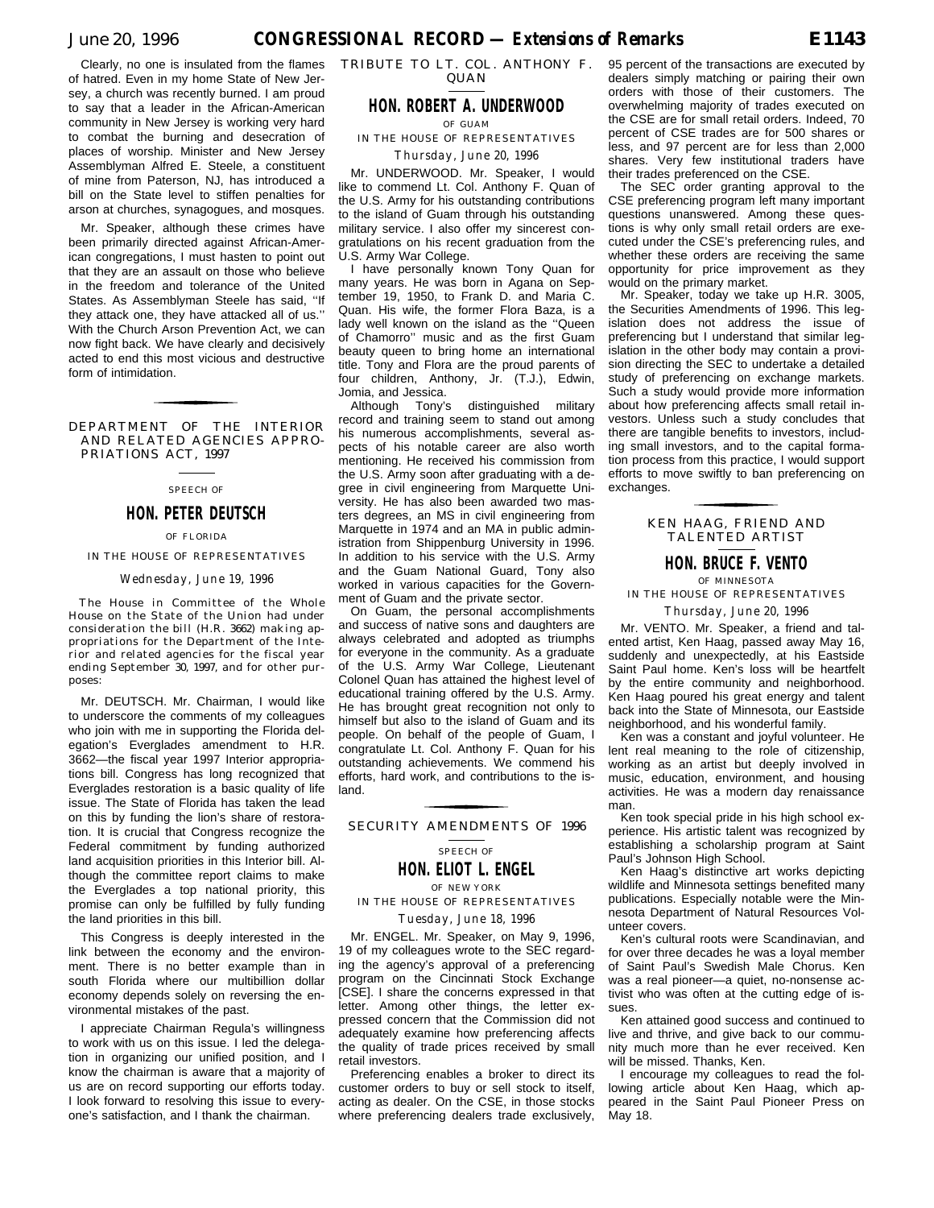Clearly, no one is insulated from the flames of hatred. Even in my home State of New Jersey, a church was recently burned. I am proud to say that a leader in the African-American community in New Jersey is working very hard to combat the burning and desecration of places of worship. Minister and New Jersey Assemblyman Alfred E. Steele, a constituent of mine from Paterson, NJ, has introduced a bill on the State level to stiffen penalties for arson at churches, synagogues, and mosques.

Mr. Speaker, although these crimes have been primarily directed against African-American congregations, I must hasten to point out that they are an assault on those who believe in the freedom and tolerance of the United States. As Assemblyman Steele has said, ''If they attack one, they have attacked all of us.'' With the Church Arson Prevention Act, we can now fight back. We have clearly and decisively acted to end this most vicious and destructive form of intimidation.

## DEPARTMENT OF THE INTERIOR AND RELATED AGENCIES APPROPRIATIONS ACT, 1997

SPEECH OF

### HON. PETER DEUTSCH

OF FLORIDA

IN THE HOUSE OF REPRESENTATIVES

*Wednesday, June 19, 1996*

The House in Committee of the Whole House on the State of the Union had under consideration the bill (H.R. 3662) making appropriations for the Department of the Interior and related agencies for the fiscal year ending September 30, 1997, and for other purposes:

Mr. DEUTSCH. Mr. Chairman, I would like to underscore the comments of my colleagues who join with me in supporting the Florida delegation's Everglades amendment to H.R. 3662—the fiscal year 1997 Interior appropriations bill. Congress has long recognized that Everglades restoration is a basic quality of life issue. The State of Florida has taken the lead on this by funding the lion's share of restoration. It is crucial that Congress recognize the Federal commitment by funding authorized land acquisition priorities in this Interior bill. Although the committee report claims to make the Everglades a top national priority, this promise can only be fulfilled by fully funding the land priorities in this bill.

This Congress is deeply interested in the link between the economy and the environment. There is no better example than in south Florida where our multibillion dollar economy depends solely on reversing the environmental mistakes of the past.

I appreciate Chairman Regula's willingness to work with us on this issue. I led the delegation in organizing our unified position, and I know the chairman is aware that a majority of us are on record supporting our efforts today. I look forward to resolving this issue to everyone's satisfaction, and I thank the chairman.

## TRIBUTE TO LT. COL. ANTHONY F. QUAN

### HON. ROBERT A. UNDERWOOD

OF GUAM

IN THE HOUSE OF REPRESENTATIVES

*Thursday, June 20, 1996*

Mr. UNDERWOOD. Mr. Speaker, I would like to commend Lt. Col. Anthony F. Quan of the U.S. Army for his outstanding contributions to the island of Guam through his outstanding military service. I also offer my sincerest congratulations on his recent graduation from the U.S. Army War College.

I have personally known Tony Quan for many years. He was born in Agana on September 19, 1950, to Frank D. and Maria C. Quan. His wife, the former Flora Baza, is a lady well known on the island as the ''Queen of Chamorro'' music and as the first Guam beauty queen to bring home an international title. Tony and Flora are the proud parents of four children, Anthony, Jr. (T.J.), Edwin, Jomia, and Jessica.

Although Tony's distinguished military record and training seem to stand out among his numerous accomplishments, several aspects of his notable career are also worth mentioning. He received his commission from the U.S. Army soon after graduating with a degree in civil engineering from Marquette University. He has also been awarded two masters degrees, an MS in civil engineering from Marquette in 1974 and an MA in public administration from Shippenburg University in 1996. In addition to his service with the U.S. Army and the Guam National Guard, Tony also worked in various capacities for the Government of Guam and the private sector.

On Guam, the personal accomplishments and success of native sons and daughters are always celebrated and adopted as triumphs for everyone in the community. As a graduate of the U.S. Army War College, Lieutenant Colonel Quan has attained the highest level of educational training offered by the U.S. Army. He has brought great recognition not only to himself but also to the island of Guam and its people. On behalf of the people of Guam, I congratulate Lt. Col. Anthony F. Quan for his outstanding achievements. We commend his efforts, hard work, and contributions to the island.

## SECURITY AMENDMENTS OF 1996

SPEECH OF

### HON. ELIOT L. ENGEL

OF NEW YORK

IN THE HOUSE OF REPRESENTATIVES

*Tuesday, June 18, 1996*

Mr. ENGEL. Mr. Speaker, on May 9, 1996, 19 of my colleagues wrote to the SEC regarding the agency's approval of a preferencing program on the Cincinnati Stock Exchange [CSE]. I share the concerns expressed in that letter. Among other things, the letter expressed concern that the Commission did not adequately examine how preferencing affects the quality of trade prices received by small retail investors.

Preferencing enables a broker to direct its customer orders to buy or sell stock to itself, acting as dealer. On the CSE, in those stocks where preferencing dealers trade exclusively, 95 percent of the transactions are executed by dealers simply matching or pairing their own orders with those of their customers. The overwhelming majority of trades executed on the CSE are for small retail orders. Indeed, 70 percent of CSE trades are for 500 shares or less, and 97 percent are for less than 2,000 shares. Very few institutional traders have their trades preferenced on the CSE.

The SEC order granting approval to the CSE preferencing program left many important questions unanswered. Among these questions is why only small retail orders are executed under the CSE's preferencing rules, and whether these orders are receiving the same opportunity for price improvement as they would on the primary market.

Mr. Speaker, today we take up H.R. 3005, the Securities Amendments of 1996. This legislation does not address the issue of preferencing but I understand that similar legislation in the other body may contain a provision directing the SEC to undertake a detailed study of preferencing on exchange markets. Such a study would provide more information about how preferencing affects small retail investors. Unless such a study concludes that there are tangible benefits to investors, including small investors, and to the capital formation process from this practice, I would support efforts to move swiftly to ban preferencing on exchanges.

## KEN HAAG, FRIEND AND TALENTED ARTIST

### HON. BRUCE F. VENTO

OF MINNESOTA

IN THE HOUSE OF REPRESENTATIVES

*Thursday, June 20, 1996*

Mr. VENTO. Mr. Speaker, a friend and talented artist, Ken Haag, passed away May 16, suddenly and unexpectedly, at his Eastside Saint Paul home. Ken's loss will be heartfelt by the entire community and neighborhood. Ken Haag poured his great energy and talent back into the State of Minnesota, our Eastside neighborhood, and his wonderful family.

Ken was a constant and joyful volunteer. He lent real meaning to the role of citizenship, working as an artist but deeply involved in music, education, environment, and housing activities. He was a modern day renaissance man.

Ken took special pride in his high school experience. His artistic talent was recognized by establishing a scholarship program at Saint Paul's Johnson High School.

Ken Haag's distinctive art works depicting wildlife and Minnesota settings benefited many publications. Especially notable were the Minnesota Department of Natural Resources Volunteer covers.

Ken's cultural roots were Scandinavian, and for over three decades he was a loyal member of Saint Paul's Swedish Male Chorus. Ken was a real pioneer—a quiet, no-nonsense activist who was often at the cutting edge of issues.

Ken attained good success and continued to live and thrive, and give back to our community much more than he ever received. Ken will be missed. Thanks, Ken.

I encourage my colleagues to read the following article about Ken Haag, which appeared in the Saint Paul Pioneer Press on May 18.